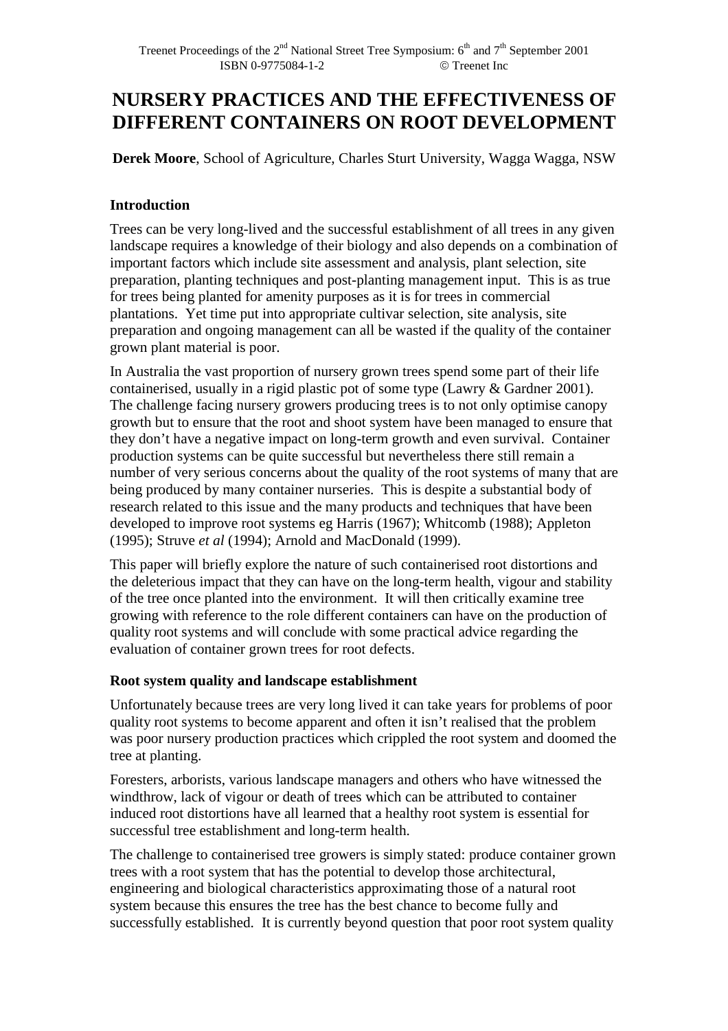# NURSERY PRACTICES AND THE EFFECTIVENESS OF DIFFERENT CONTAINERS ON ROOT DEVELOPMENT

**Derek Moore**, School of Agriculture, Charles Sturt University, Wagga Wagga, NSW

### Introduction

Trees can be very long-lived and the successful establishment of all trees in any given landscape requires a knowledge of their biology and also depends on a combination of important factors which include site assessment and analysis, plant selection, site preparation, planting techniques and post-planting management input. This is as true for trees being planted for amenity purposes as it is for trees in commercial plantations. Yet time put into appropriate cultivar selection, site analysis, site preparation and ongoing management can all be wasted if the quality of the container grown plant material is poor.

In Australia the vast proportion of nursery grown trees spend some part of their life containerised, usually in a rigid plastic pot of some type (Lawry & Gardner 2001). The challenge facing nursery growers producing trees is to not only optimise canopy growth but to ensure that the root and shoot system have been managed to ensure that they don't have a negative impact on long-term growth and even survival. Container production systems can be quite successful but nevertheless there still remain a number of very serious concerns about the quality of the root systems of many that are being produced by many container nurseries. This is despite a substantial body of research related to this issue and the many products and techniques that have been developed to improve root systems eg Harris (1967); Whitcomb (1988); Appleton (1995); Struve *et al* (1994); Arnold and MacDonald (1999).

This paper will briefly explore the nature of such containerised root distortions and the deleterious impact that they can have on the long-term health, vigour and stability of the tree once planted into the environment. It will then critically examine tree growing with reference to the role different containers can have on the production of quality root systems and will conclude with some practical advice regarding the evaluation of container grown trees for root defects.

### Root system quality and landscape establishment

Unfortunately because trees are very long lived it can take years for problems of poor quality root systems to become apparent and often it isn't realised that the problem was poor nursery production practices which crippled the root system and doomed the tree at planting.

Foresters, arborists, various landscape managers and others who have witnessed the windthrow, lack of vigour or death of trees which can be attributed to container induced root distortions have all learned that a healthy root system is essential for successful tree establishment and long-term health.

The challenge to containerised tree growers is simply stated: produce container grown trees with a root system that has the potential to develop those architectural, engineering and biological characteristics approximating those of a natural root system because this ensures the tree has the best chance to become fully and successfully established. It is currently beyond question that poor root system quality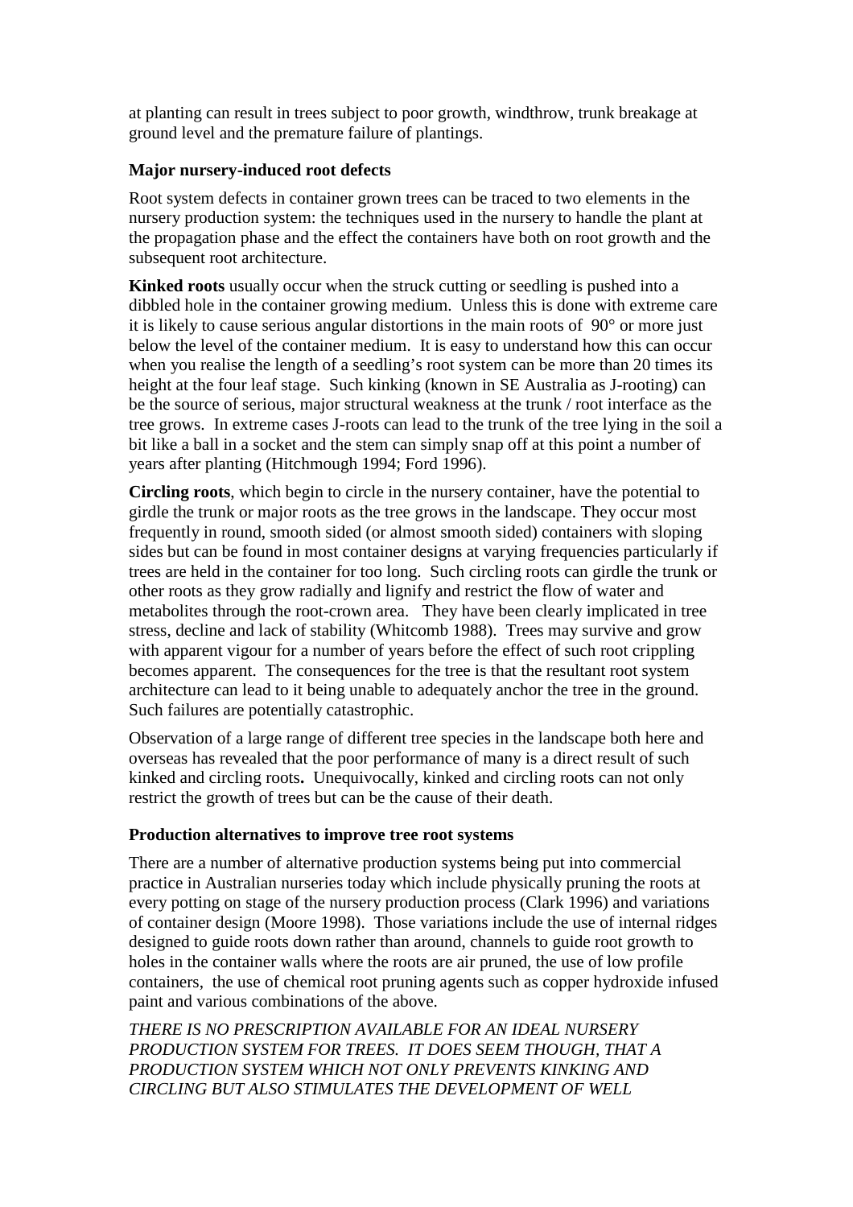at planting can result in trees subject to poor growth, windthrow, trunk breakage at ground level and the premature failure of plantings.

### Major nursery-induced root defects

Root system defects in container grown trees can be traced to two elements in the nursery production system: the techniques used in the nursery to handle the plant at the propagation phase and the effect the containers have both on root growth and the subsequent root architecture.

**Kinked roots** usually occur when the struck cutting or seedling is pushed into a dibbled hole in the container growing medium. Unless this is done with extreme care it is likely to cause serious angular distortions in the main roots of 90° or more just below the level of the container medium. It is easy to understand how this can occur when you realise the length of a seedling's root system can be more than 20 times its height at the four leaf stage. Such kinking (known in SE Australia as J-rooting) can be the source of serious, major structural weakness at the trunk / root interface as the tree grows. In extreme cases J-roots can lead to the trunk of the tree lying in the soil a bit like a ball in a socket and the stem can simply snap off at this point a number of years after planting (Hitchmough 1994; Ford 1996).

**Circling roots**, which begin to circle in the nursery container, have the potential to girdle the trunk or major roots as the tree grows in the landscape. They occur most frequently in round, smooth sided (or almost smooth sided) containers with sloping sides but can be found in most container designs at varying frequencies particularly if trees are held in the container for too long. Such circling roots can girdle the trunk or other roots as they grow radially and lignify and restrict the flow of water and metabolites through the root-crown area. They have been clearly implicated in tree stress, decline and lack of stability (Whitcomb 1988). Trees may survive and grow with apparent vigour for a number of years before the effect of such root crippling becomes apparent. The consequences for the tree is that the resultant root system architecture can lead to it being unable to adequately anchor the tree in the ground. Such failures are potentially catastrophic.

Observation of a large range of different tree species in the landscape both here and overseas has revealed that the poor performance of many is a direct result of such kinked and circling roots**.** Unequivocally, kinked and circling roots can not only restrict the growth of trees but can be the cause of their death.

### Production alternatives to improve tree root systems

There are a number of alternative production systems being put into commercial practice in Australian nurseries today which include physically pruning the roots at every potting on stage of the nursery production process (Clark 1996) and variations of container design (Moore 1998). Those variations include the use of internal ridges designed to guide roots down rather than around, channels to guide root growth to holes in the container walls where the roots are air pruned, the use of low profile containers, the use of chemical root pruning agents such as copper hydroxide infused paint and various combinations of the above.

*THERE IS NO PRESCRIPTION AVAILABLE FOR AN IDEAL NURSERY PRODUCTION SYSTEM FOR TREES. IT DOES SEEM THOUGH, THAT A PRODUCTION SYSTEM WHICH NOT ONLY PREVENTS KINKING AND CIRCLING BUT ALSO STIMULATES THE DEVELOPMENT OF WELL*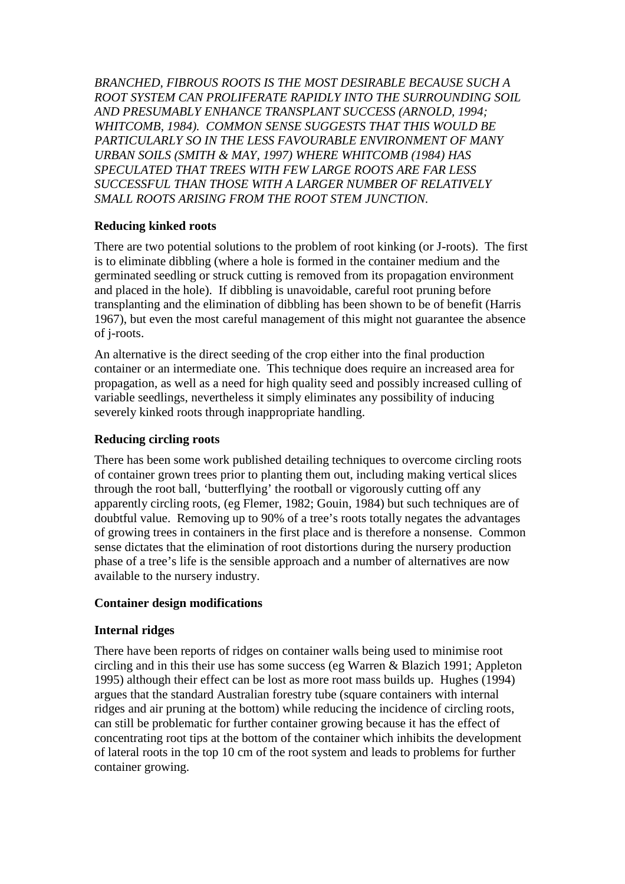*BRANCHED, FIBROUS ROOTS IS THE MOST DESIRABLE BECAUSE SUCH A ROOT SYSTEM CAN PROLIFERATE RAPIDLY INTO THE SURROUNDING SOIL AND PRESUMABLY ENHANCE TRANSPLANT SUCCESS (ARNOLD, 1994; WHITCOMB, 1984). COMMON SENSE SUGGESTS THAT THIS WOULD BE PARTICULARLY SO IN THE LESS FAVOURABLE ENVIRONMENT OF MANY URBAN SOILS (SMITH & MAY, 1997) WHERE WHITCOMB (1984) HAS SPECULATED THAT TREES WITH FEW LARGE ROOTS ARE FAR LESS SUCCESSFUL THAN THOSE WITH A LARGER NUMBER OF RELATIVELY SMALL ROOTS ARISING FROM THE ROOT STEM JUNCTION.*

**Reducing kinked roots**

There are two potential solutions to the problem of root kinking (or J-roots). The first is to eliminate dibbling (where a hole is formed in the container medium and the germinated seedling or struck cutting is removed from its propagation environment and placed in the hole). If dibbling is unavoidable, careful root pruning before transplanting and the elimination of dibbling has been shown to be of benefit (Harris 1967), but even the most careful management of this might not guarantee the absence of j-roots.

An alternative is the direct seeding of the crop either into the final production container or an intermediate one. This technique does require an increased area for propagation, as well as a need for high quality seed and possibly increased culling of variable seedlings, nevertheless it simply eliminates any possibility of inducing severely kinked roots through inappropriate handling.

**Reducing circling roots**

There has been some work published detailing techniques to overcome circling roots of container grown trees prior to planting them out, including making vertical slices through the root ball, 'butterflying' the rootball or vigorously cutting off any apparently circling roots, (eg Flemer, 1982; Gouin, 1984) but such techniques are of doubtful value. Removing up to 90% of a tree's roots totally negates the advantages of growing trees in containers in the first place and is therefore a nonsense. Common sense dictates that the elimination of root distortions during the nursery production phase of a tree's life is the sensible approach and a number of alternatives are now available to the nursery industry.

**Container design modifications**

**Internal ridges**

There have been reports of ridges on container walls being used to minimise root circling and in this their use has some success (eg Warren & Blazich 1991; Appleton 1995) although their effect can be lost as more root mass builds up. Hughes (1994) argues that the standard Australian forestry tube (square containers with internal ridges and air pruning at the bottom) while reducing the incidence of circling roots, can still be problematic for further container growing because it has the effect of concentrating root tips at the bottom of the container which inhibits the development of lateral roots in the top 10 cm of the root system and leads to problems for further container growing.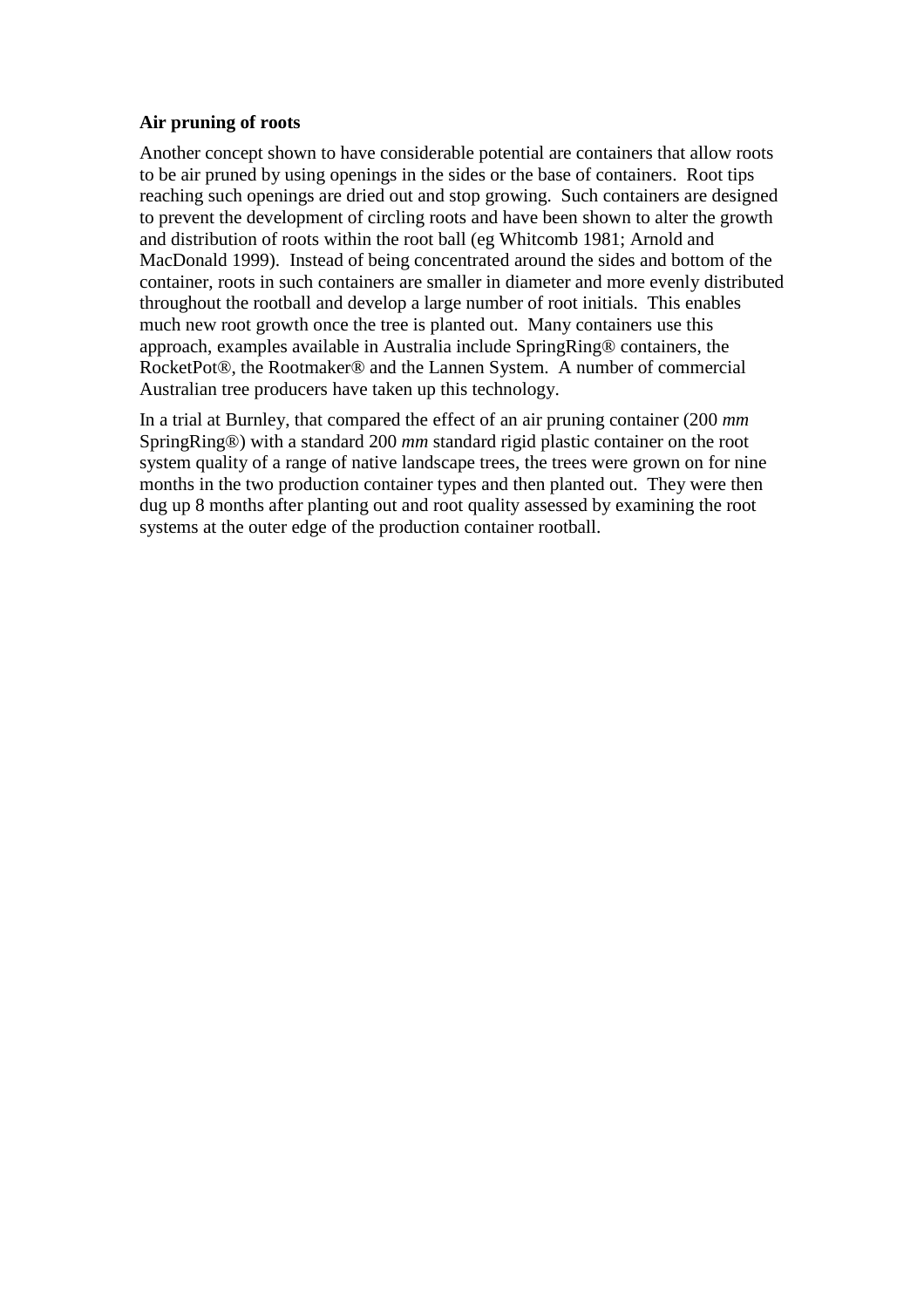**Air pruning of roots**

Another concept shown to have considerable potential are containers that allow roots to be air pruned by using openings in the sides or the base of containers. Root tips reaching such openings are dried out and stop growing. Such containers are designed to prevent the development of circling roots and have been shown to alter the growth and distribution of roots within the root ball (eg Whitcomb 1981; Arnold and MacDonald 1999). Instead of being concentrated around the sides and bottom of the container, roots in such containers are smaller in diameter and more evenly distributed throughout the rootball and develop a large number of root initials. This enables much new root growth once the tree is planted out. Many containers use this approach, examples available in Australia include SpringRing® containers, the RocketPot®, the Rootmaker® and the Lannen System. A number of commercial Australian tree producers have taken up this technology.

In a trial at Burnley, that compared the effect of an air pruning container (200 *mm* SpringRing®) with a standard 200 *mm* standard rigid plastic container on the root system quality of a range of native landscape trees, the trees were grown on for nine months in the two production container types and then planted out. They were then dug up 8 months after planting out and root quality assessed by examining the root systems at the outer edge of the production container rootball.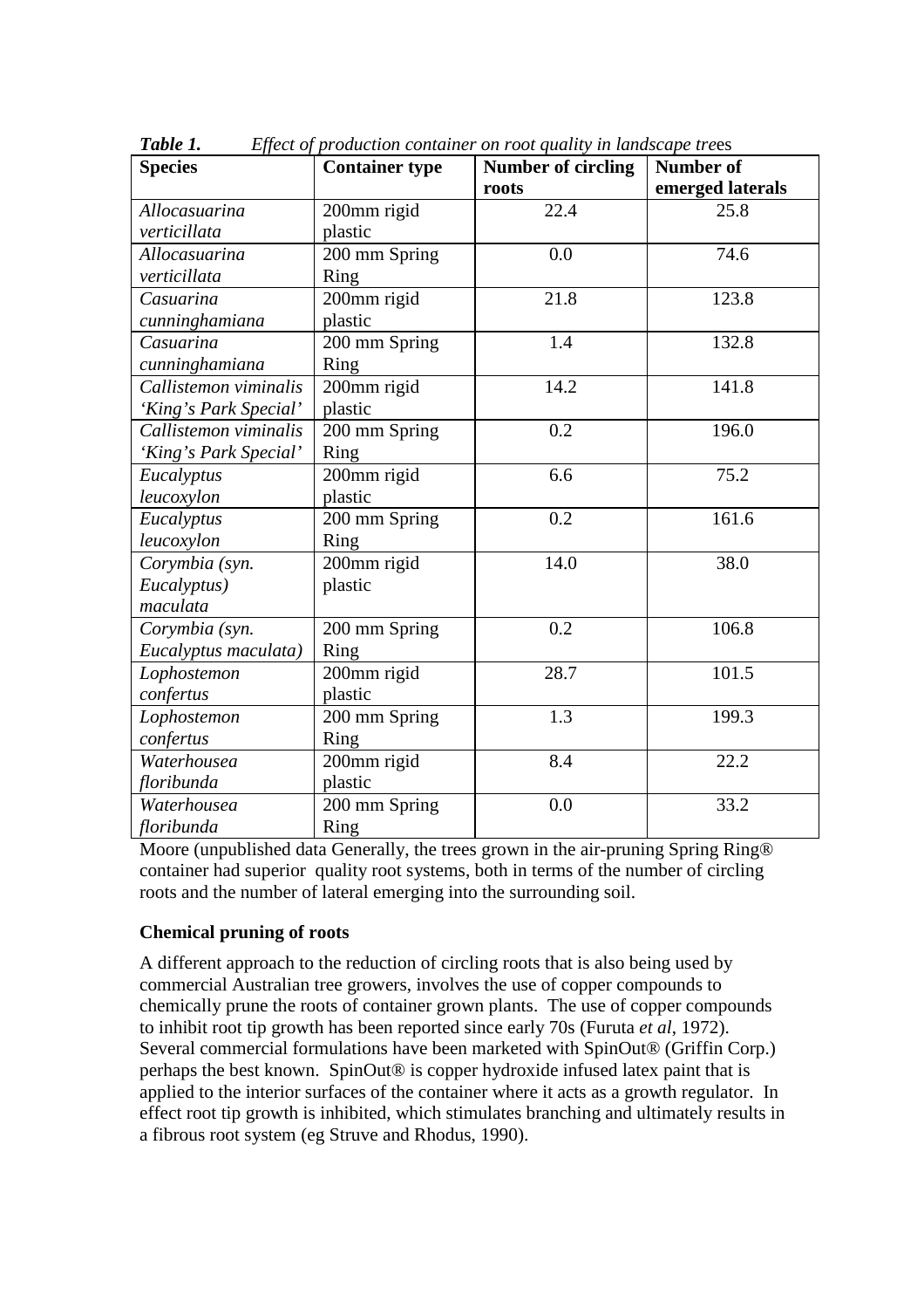***Table 1.*** *Effect of production container on root quality in landscape trees*

| **Species** | **Container type** | **Number of circling roots** | **Number of emerged laterals** |
|---|---|---|---|
| *Allocasuarina verticillata* | 200mm rigid plastic | 22.4 | 25.8 |
| *Allocasuarina verticillata* | 200 mm Spring Ring | 0.0 | 74.6 |
| *Casuarina cunninghamiana* | 200mm rigid plastic | 21.8 | 123.8 |
| *Casuarina cunninghamiana* | 200 mm Spring Ring | 1.4 | 132.8 |
| *Callistemon viminalis 'King's Park Special'* | 200mm rigid plastic | 14.2 | 141.8 |
| *Callistemon viminalis 'King's Park Special'* | 200 mm Spring Ring | 0.2 | 196.0 |
| *Eucalyptus leucoxylon* | 200mm rigid plastic | 6.6 | 75.2 |
| *Eucalyptus leucoxylon* | 200 mm Spring Ring | 0.2 | 161.6 |
| *Corymbia (syn. Eucalyptus) maculata* | 200mm rigid plastic | 14.0 | 38.0 |
| *Corymbia (syn. Eucalyptus maculata)* | 200 mm Spring Ring | 0.2 | 106.8 |
| *Lophostemon confertus* | 200mm rigid plastic | 28.7 | 101.5 |
| *Lophostemon confertus* | 200 mm Spring Ring | 1.3 | 199.3 |
| *Waterhousea floribunda* | 200mm rigid plastic | 8.4 | 22.2 |
| *Waterhousea floribunda* | 200 mm Spring Ring | 0.0 | 33.2 |

Moore (unpublished data Generally, the trees grown in the air-pruning Spring Ring® container had superior quality root systems, both in terms of the number of circling roots and the number of lateral emerging into the surrounding soil.

**Chemical pruning of roots**

A different approach to the reduction of circling roots that is also being used by commercial Australian tree growers, involves the use of copper compounds to chemically prune the roots of container grown plants. The use of copper compounds to inhibit root tip growth has been reported since early 70s (Furuta *et al*, 1972). Several commercial formulations have been marketed with SpinOut® (Griffin Corp.) perhaps the best known. SpinOut® is copper hydroxide infused latex paint that is applied to the interior surfaces of the container where it acts as a growth regulator. In effect root tip growth is inhibited, which stimulates branching and ultimately results in a fibrous root system (eg Struve and Rhodus, 1990).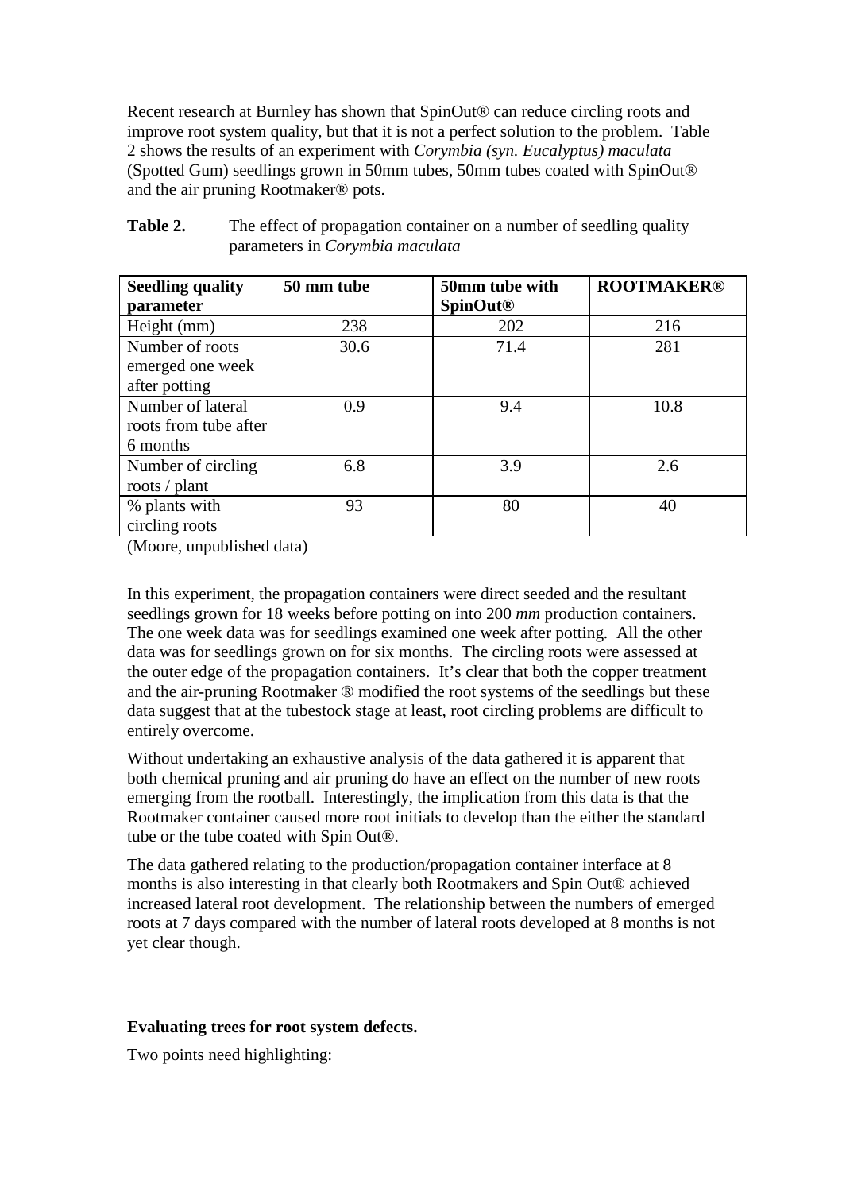Recent research at Burnley has shown that SpinOut® can reduce circling roots and improve root system quality, but that it is not a perfect solution to the problem. Table 2 shows the results of an experiment with *Corymbia (syn. Eucalyptus) maculata* (Spotted Gum) seedlings grown in 50mm tubes, 50mm tubes coated with SpinOut® and the air pruning Rootmaker® pots.

**Table 2.** The effect of propagation container on a number of seedling quality parameters in *Corymbia maculata*

| **Seedling quality parameter** | **50 mm tube** | **50mm tube with SpinOut®** | **ROOTMAKER®** |
|---|---|---|---|
| Height (mm) | 238 | 202 | 216 |
| Number of roots emerged one week after potting | 30.6 | 71.4 | 281 |
| Number of lateral roots from tube after 6 months | 0.9 | 9.4 | 10.8 |
| Number of circling roots / plant | 6.8 | 3.9 | 2.6 |
| % plants with circling roots | 93 | 80 | 40 |

(Moore, unpublished data)

In this experiment, the propagation containers were direct seeded and the resultant seedlings grown for 18 weeks before potting on into 200 *mm* production containers. The one week data was for seedlings examined one week after potting. All the other data was for seedlings grown on for six months. The circling roots were assessed at the outer edge of the propagation containers. It's clear that both the copper treatment and the air-pruning Rootmaker ® modified the root systems of the seedlings but these data suggest that at the tubestock stage at least, root circling problems are difficult to entirely overcome.

Without undertaking an exhaustive analysis of the data gathered it is apparent that both chemical pruning and air pruning do have an effect on the number of new roots emerging from the rootball. Interestingly, the implication from this data is that the Rootmaker container caused more root initials to develop than the either the standard tube or the tube coated with Spin Out®.

The data gathered relating to the production/propagation container interface at 8 months is also interesting in that clearly both Rootmakers and Spin Out® achieved increased lateral root development. The relationship between the numbers of emerged roots at 7 days compared with the number of lateral roots developed at 8 months is not yet clear though.

**Evaluating trees for root system defects.**

Two points need highlighting: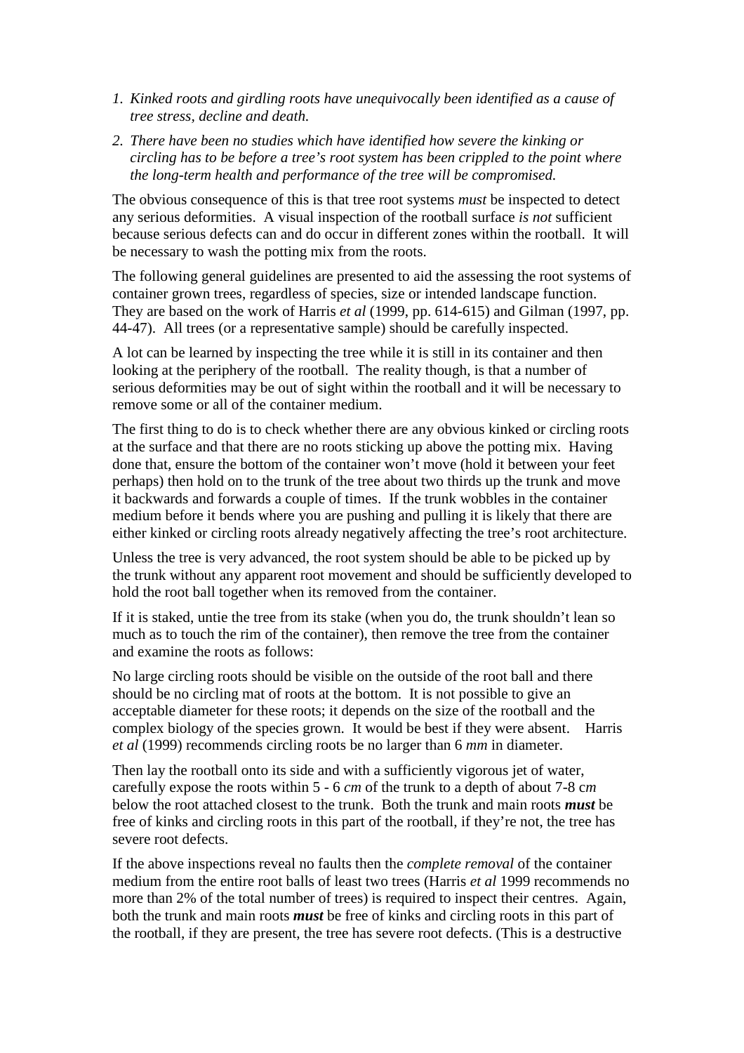1. *Kinked roots and girdling roots have unequivocally been identified as a cause of tree stress, decline and death.*
2. *There have been no studies which have identified how severe the kinking or circling has to be before a tree's root system has been crippled to the point where the long-term health and performance of the tree will be compromised.*

The obvious consequence of this is that tree root systems *must* be inspected to detect any serious deformities. A visual inspection of the rootball surface *is not* sufficient because serious defects can and do occur in different zones within the rootball. It will be necessary to wash the potting mix from the roots.

The following general guidelines are presented to aid the assessing the root systems of container grown trees, regardless of species, size or intended landscape function. They are based on the work of Harris *et al* (1999, pp. 614-615) and Gilman (1997, pp. 44-47). All trees (or a representative sample) should be carefully inspected.

A lot can be learned by inspecting the tree while it is still in its container and then looking at the periphery of the rootball. The reality though, is that a number of serious deformities may be out of sight within the rootball and it will be necessary to remove some or all of the container medium.

The first thing to do is to check whether there are any obvious kinked or circling roots at the surface and that there are no roots sticking up above the potting mix. Having done that, ensure the bottom of the container won't move (hold it between your feet perhaps) then hold on to the trunk of the tree about two thirds up the trunk and move it backwards and forwards a couple of times. If the trunk wobbles in the container medium before it bends where you are pushing and pulling it is likely that there are either kinked or circling roots already negatively affecting the tree's root architecture.

Unless the tree is very advanced, the root system should be able to be picked up by the trunk without any apparent root movement and should be sufficiently developed to hold the root ball together when its removed from the container.

If it is staked, untie the tree from its stake (when you do, the trunk shouldn't lean so much as to touch the rim of the container), then remove the tree from the container and examine the roots as follows:

No large circling roots should be visible on the outside of the root ball and there should be no circling mat of roots at the bottom. It is not possible to give an acceptable diameter for these roots; it depends on the size of the rootball and the complex biology of the species grown. It would be best if they were absent. Harris *et al* (1999) recommends circling roots be no larger than 6 *mm* in diameter.

Then lay the rootball onto its side and with a sufficiently vigorous jet of water, carefully expose the roots within 5 - 6 *cm* of the trunk to a depth of about 7-8 c*m* below the root attached closest to the trunk. Both the trunk and main roots ***must*** be free of kinks and circling roots in this part of the rootball, if they're not, the tree has severe root defects.

If the above inspections reveal no faults then the *complete removal* of the container medium from the entire root balls of least two trees (Harris *et al* 1999 recommends no more than 2% of the total number of trees) is required to inspect their centres. Again, both the trunk and main roots ***must*** be free of kinks and circling roots in this part of the rootball, if they are present, the tree has severe root defects. (This is a destructive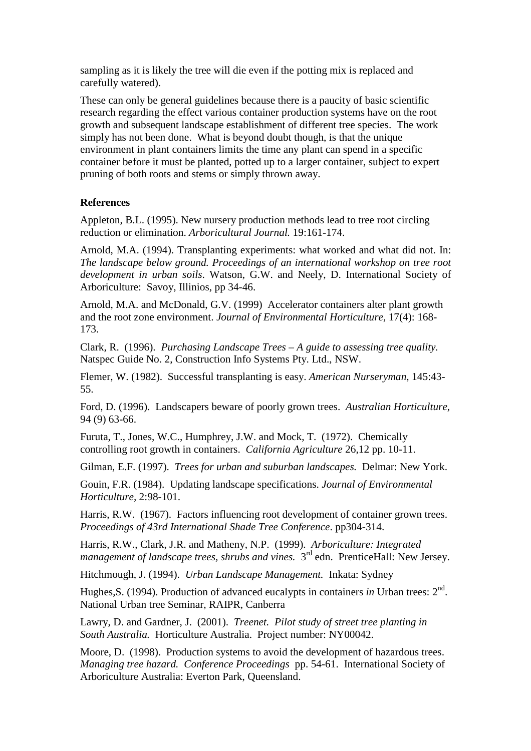sampling as it is likely the tree will die even if the potting mix is replaced and carefully watered).

These can only be general guidelines because there is a paucity of basic scientific research regarding the effect various container production systems have on the root growth and subsequent landscape establishment of different tree species. The work simply has not been done. What is beyond doubt though, is that the unique environment in plant containers limits the time any plant can spend in a specific container before it must be planted, potted up to a larger container, subject to expert pruning of both roots and stems or simply thrown away.

**References**

Appleton, B.L. (1995). New nursery production methods lead to tree root circling reduction or elimination. *Arboricultural Journal.* 19:161-174.

Arnold, M.A. (1994). Transplanting experiments: what worked and what did not. In: *The landscape below ground. Proceedings of an international workshop on tree root development in urban soils*. Watson, G.W. and Neely, D. International Society of Arboriculture: Savoy, Illinios, pp 34-46.

Arnold, M.A. and McDonald, G.V. (1999) Accelerator containers alter plant growth and the root zone environment. *Journal of Environmental Horticulture,* 17(4): 168-173.

Clark, R. (1996). *Purchasing Landscape Trees – A guide to assessing tree quality.* Natspec Guide No. 2, Construction Info Systems Pty. Ltd., NSW.

Flemer, W. (1982). Successful transplanting is easy. *American Nurseryman,* 145:43-55.

Ford, D. (1996). Landscapers beware of poorly grown trees. *Australian Horticulture*, 94 (9) 63-66.

Furuta, T., Jones, W.C., Humphrey, J.W. and Mock, T. (1972). Chemically controlling root growth in containers. *California Agriculture* 26,12 pp. 10-11.

Gilman, E.F. (1997). *Trees for urban and suburban landscapes.* Delmar: New York.

Gouin, F.R. (1984). Updating landscape specifications. *Journal of Environmental Horticulture*, 2:98-101.

Harris, R.W. (1967). Factors influencing root development of container grown trees. *Proceedings of 43rd International Shade Tree Conference*. pp304-314.

Harris, R.W., Clark, J.R. and Matheny, N.P. (1999). *Arboriculture: Integrated management of landscape trees, shrubs and vines.* 3rd edn. PrenticeHall: New Jersey.

Hitchmough, J. (1994). *Urban Landscape Management.* Inkata: Sydney

Hughes,S. (1994). Production of advanced eucalypts in containers *in* Urban trees: 2nd. National Urban tree Seminar, RAIPR, Canberra

Lawry, D. and Gardner, J. (2001). *Treenet. Pilot study of street tree planting in South Australia.* Horticulture Australia. Project number: NY00042.

Moore, D. (1998). Production systems to avoid the development of hazardous trees. *Managing tree hazard. Conference Proceedings* pp. 54-61. International Society of Arboriculture Australia: Everton Park, Queensland.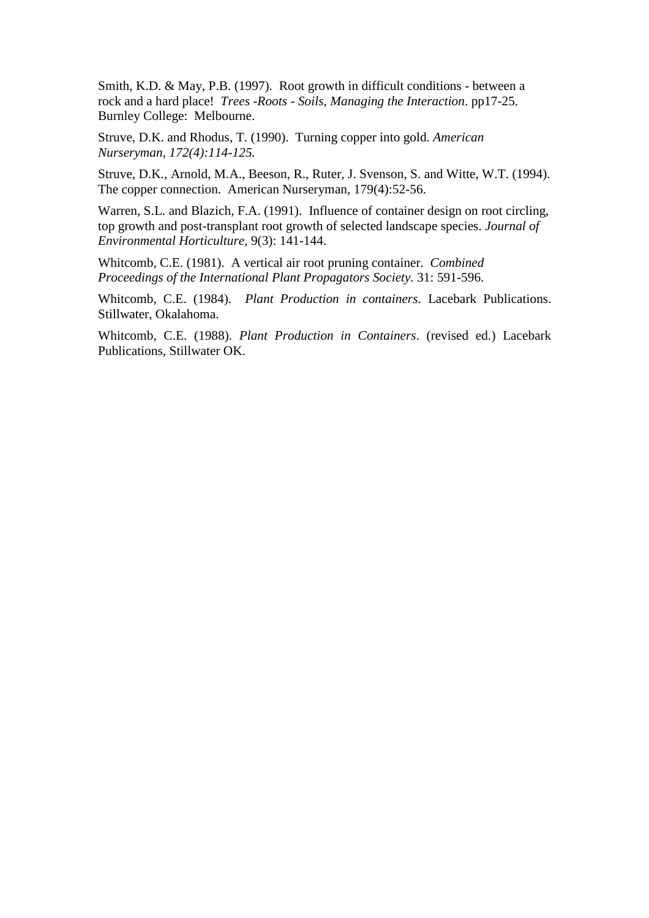Smith, K.D. & May, P.B. (1997). Root growth in difficult conditions - between a rock and a hard place! *Trees -Roots - Soils, Managing the Interaction*. pp17-25. Burnley College: Melbourne.

Struve, D.K. and Rhodus, T. (1990). Turning copper into gold. *American Nurseryman, 172(4):114-125.*

Struve, D.K., Arnold, M.A., Beeson, R., Ruter, J. Svenson, S. and Witte, W.T. (1994). The copper connection. American Nurseryman, 179(4):52-56.

Warren, S.L. and Blazich, F.A. (1991). Influence of container design on root circling, top growth and post-transplant root growth of selected landscape species. *Journal of Environmental Horticulture,* 9(3): 141-144.

Whitcomb, C.E. (1981). A vertical air root pruning container. *Combined Proceedings of the International Plant Propagators Society.* 31: 591-596.

Whitcomb, C.E. (1984). *Plant Production in containers*. Lacebark Publications. Stillwater, Okalahoma.

Whitcomb, C.E. (1988). *Plant Production in Containers*. (revised ed.) Lacebark Publications, Stillwater OK.